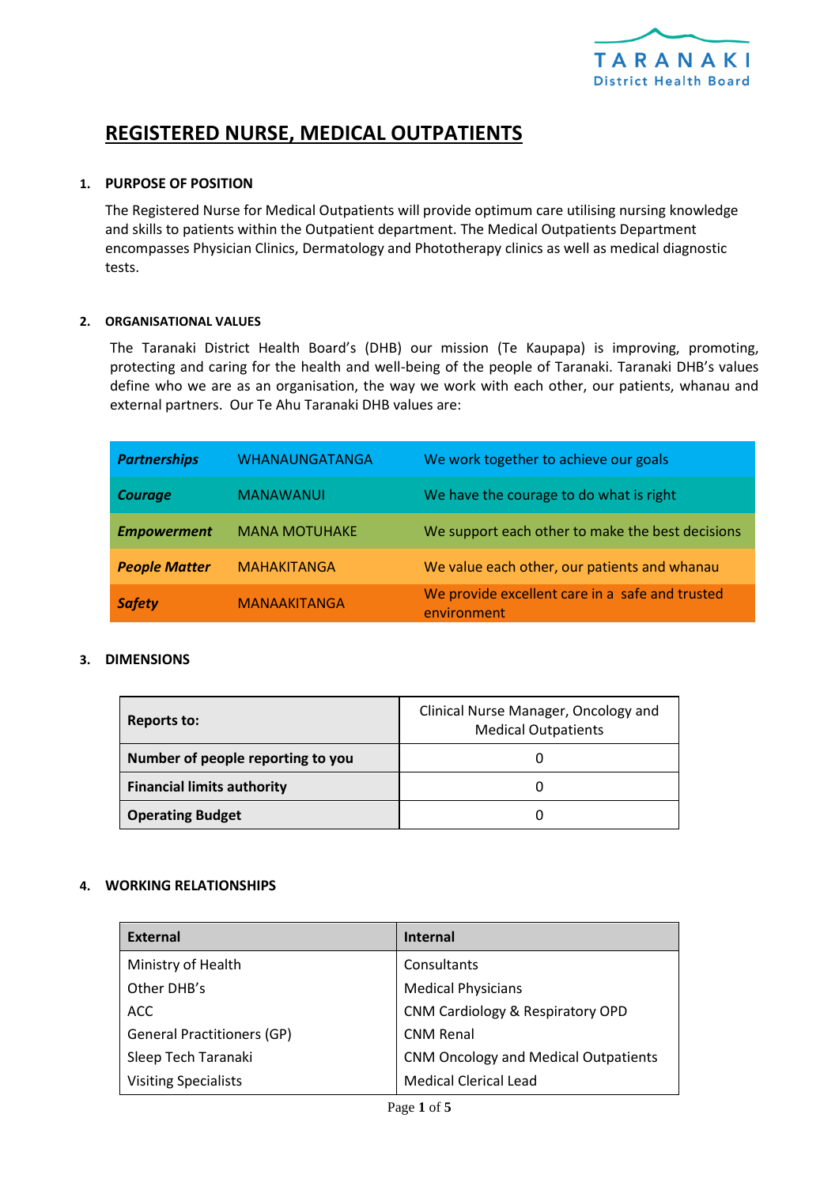TARANAKI District Health Board

# REGISTERED NURSE, MEDICAL OUTPATIENTS

## 1. PURPOSE OF POSITION

The Registered Nurse for Medical Outpatients will provide optimum care utilising nursing knowledge and skills to patients within the Outpatient department. The Medical Outpatients Department encompasses Physician Clinics, Dermatology and Phototherapy clinics as well as medical diagnostic tests.

## 2. ORGANISATIONAL VALUES

The Taranaki District Health Board's (DHB) our mission (Te Kaupapa) is improving, promoting, protecting and caring for the health and well-being of the people of Taranaki. Taranaki DHB's values define who we are as an organisation, the way we work with each other, our patients, whanau and external partners. Our Te Ahu Taranaki DHB values are:

| | | |
|---|---|---|
| ***Partnerships*** | WHANAUNGATANGA | We work together to achieve our goals |
| ***Courage*** | MANAWANUI | We have the courage to do what is right |
| ***Empowerment*** | MANA MOTUHAKE | We support each other to make the best decisions |
| ***People Matter*** | MAHAKITANGA | We value each other, our patients and whanau |
| ***Safety*** | MANAAKITANGA | We provide excellent care in a safe and trusted environment |

## 3. DIMENSIONS

| | |
|---|---|
| **Reports to:** | Clinical Nurse Manager, Oncology and Medical Outpatients |
| **Number of people reporting to you** | 0 |
| **Financial limits authority** | 0 |
| **Operating Budget** | 0 |

## 4. WORKING RELATIONSHIPS

| External | Internal |
|---|---|
| Ministry of Health | Consultants |
| Other DHB's | Medical Physicians |
| ACC | CNM Cardiology & Respiratory OPD |
| General Practitioners (GP) | CNM Renal |
| Sleep Tech Taranaki | CNM Oncology and Medical Outpatients |
| Visiting Specialists | Medical Clerical Lead |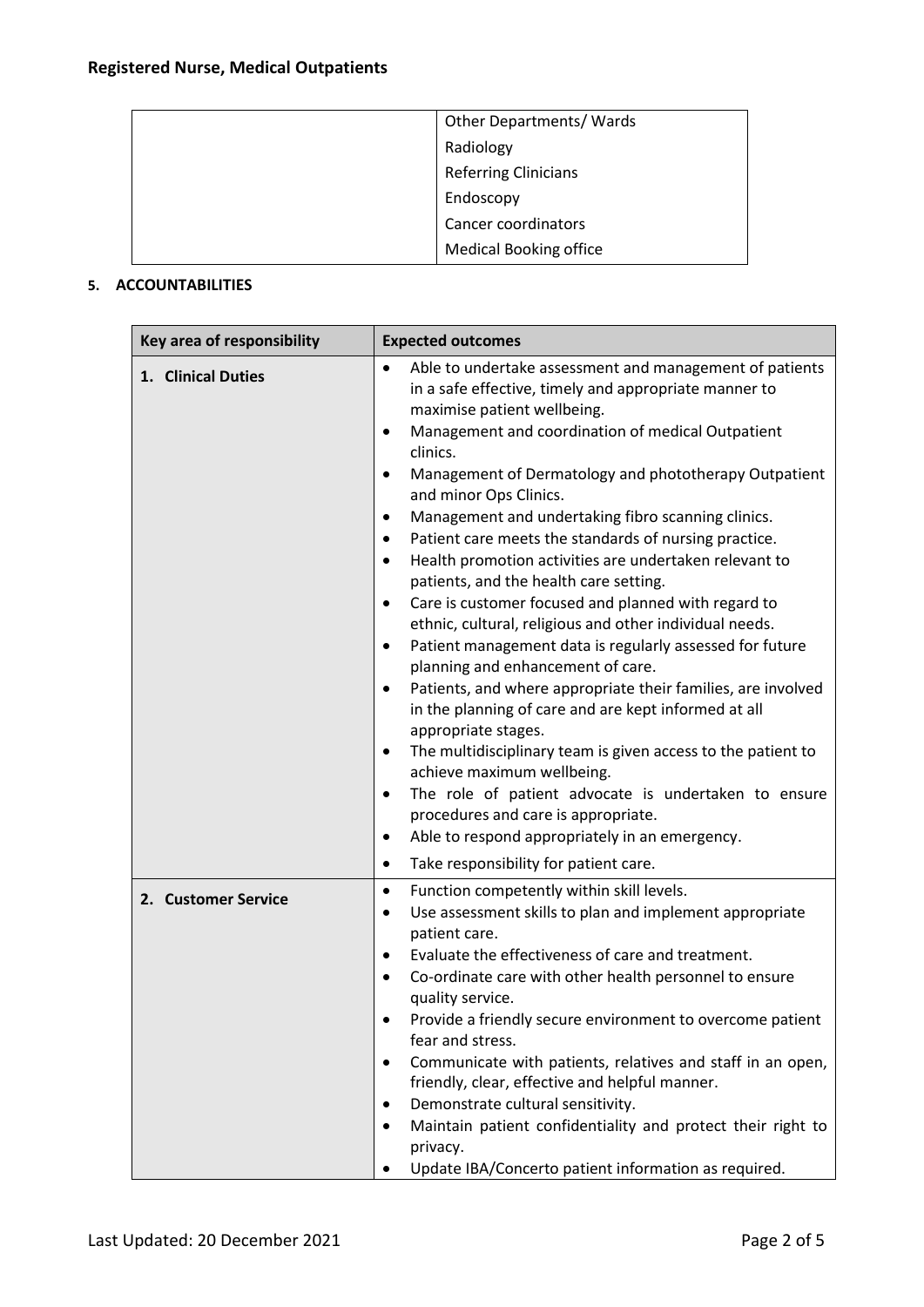| | |
|---|---|
| | Other Departments/ Wards<br>Radiology<br>Referring Clinicians<br>Endoscopy<br>Cancer coordinators<br>Medical Booking office |

**5. ACCOUNTABILITIES**

| Key area of responsibility | Expected outcomes |
|---|---|
| **1. Clinical Duties** | • Able to undertake assessment and management of patients in a safe effective, timely and appropriate manner to maximise patient wellbeing.<br>• Management and coordination of medical Outpatient clinics.<br>• Management of Dermatology and phototherapy Outpatient and minor Ops Clinics.<br>• Management and undertaking fibro scanning clinics.<br>• Patient care meets the standards of nursing practice.<br>• Health promotion activities are undertaken relevant to patients, and the health care setting.<br>• Care is customer focused and planned with regard to ethnic, cultural, religious and other individual needs.<br>• Patient management data is regularly assessed for future planning and enhancement of care.<br>• Patients, and where appropriate their families, are involved in the planning of care and are kept informed at all appropriate stages.<br>• The multidisciplinary team is given access to the patient to achieve maximum wellbeing.<br>• The role of patient advocate is undertaken to ensure procedures and care is appropriate.<br>• Able to respond appropriately in an emergency.<br>• Take responsibility for patient care. |
| **2. Customer Service** | • Function competently within skill levels.<br>• Use assessment skills to plan and implement appropriate patient care.<br>• Evaluate the effectiveness of care and treatment.<br>• Co-ordinate care with other health personnel to ensure quality service.<br>• Provide a friendly secure environment to overcome patient fear and stress.<br>• Communicate with patients, relatives and staff in an open, friendly, clear, effective and helpful manner.<br>• Demonstrate cultural sensitivity.<br>• Maintain patient confidentiality and protect their right to privacy.<br>• Update IBA/Concerto patient information as required. |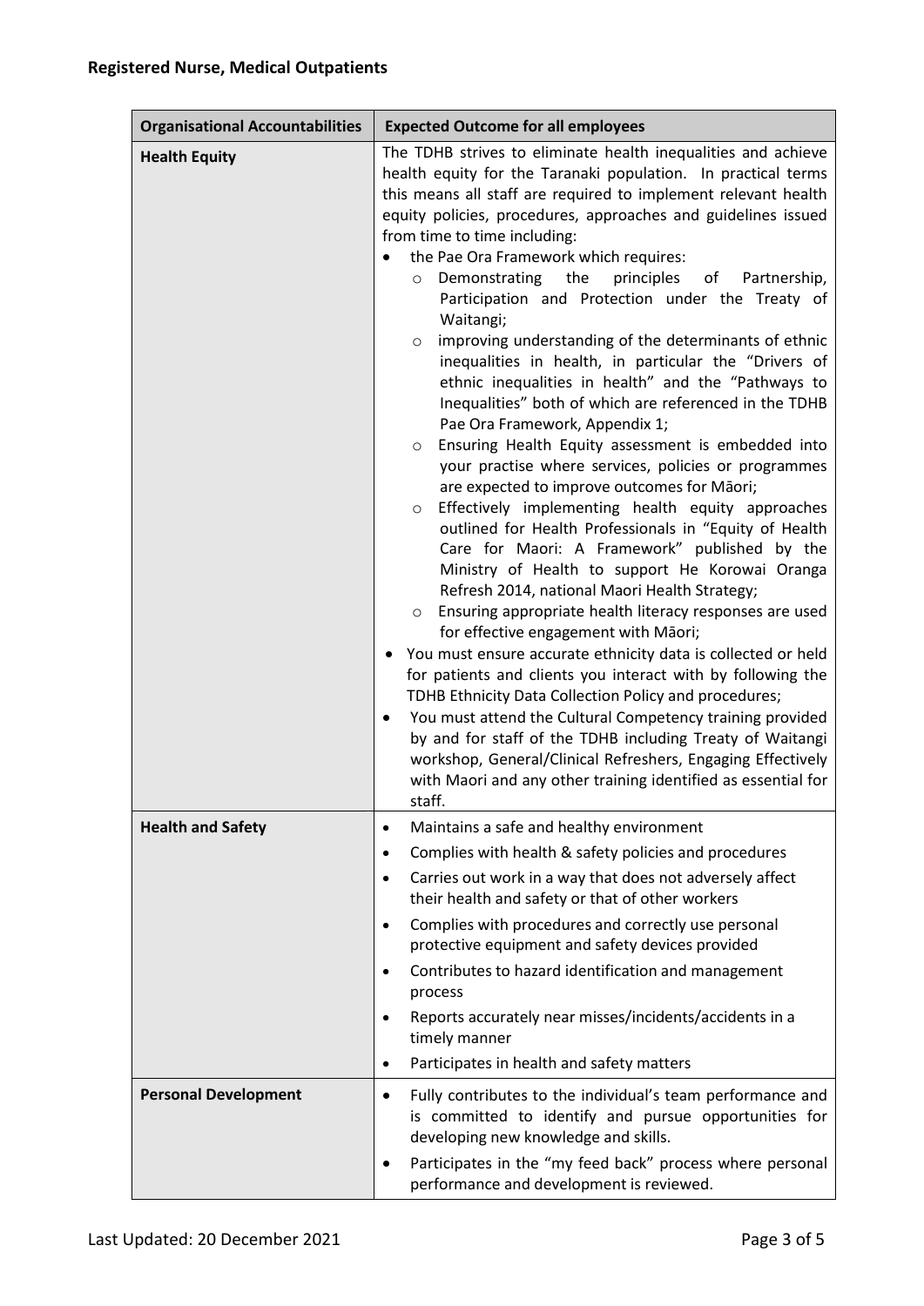## Registered Nurse, Medical Outpatients

| Organisational Accountabilities | Expected Outcome for all employees |
| --- | --- |
| **Health Equity** | The TDHB strives to eliminate health inequalities and achieve health equity for the Taranaki population. In practical terms this means all staff are required to implement relevant health equity policies, procedures, approaches and guidelines issued from time to time including:<br>• the Pae Ora Framework which requires:<br>&nbsp;&nbsp;&nbsp;&nbsp;○ Demonstrating the principles of Partnership, Participation and Protection under the Treaty of Waitangi;<br>&nbsp;&nbsp;&nbsp;&nbsp;○ improving understanding of the determinants of ethnic inequalities in health, in particular the "Drivers of ethnic inequalities in health" and the "Pathways to Inequalities" both of which are referenced in the TDHB Pae Ora Framework, Appendix 1;<br>&nbsp;&nbsp;&nbsp;&nbsp;○ Ensuring Health Equity assessment is embedded into your practise where services, policies or programmes are expected to improve outcomes for Māori;<br>&nbsp;&nbsp;&nbsp;&nbsp;○ Effectively implementing health equity approaches outlined for Health Professionals in "Equity of Health Care for Maori: A Framework" published by the Ministry of Health to support He Korowai Oranga Refresh 2014, national Maori Health Strategy;<br>&nbsp;&nbsp;&nbsp;&nbsp;○ Ensuring appropriate health literacy responses are used for effective engagement with Māori;<br>• You must ensure accurate ethnicity data is collected or held for patients and clients you interact with by following the TDHB Ethnicity Data Collection Policy and procedures;<br>• You must attend the Cultural Competency training provided by and for staff of the TDHB including Treaty of Waitangi workshop, General/Clinical Refreshers, Engaging Effectively with Maori and any other training identified as essential for staff. |
| **Health and Safety** | • Maintains a safe and healthy environment<br>• Complies with health & safety policies and procedures<br>• Carries out work in a way that does not adversely affect their health and safety or that of other workers<br>• Complies with procedures and correctly use personal protective equipment and safety devices provided<br>• Contributes to hazard identification and management process<br>• Reports accurately near misses/incidents/accidents in a timely manner<br>• Participates in health and safety matters |
| **Personal Development** | • Fully contributes to the individual's team performance and is committed to identify and pursue opportunities for developing new knowledge and skills.<br>• Participates in the "my feed back" process where personal performance and development is reviewed. |

Last Updated: 20 December 2021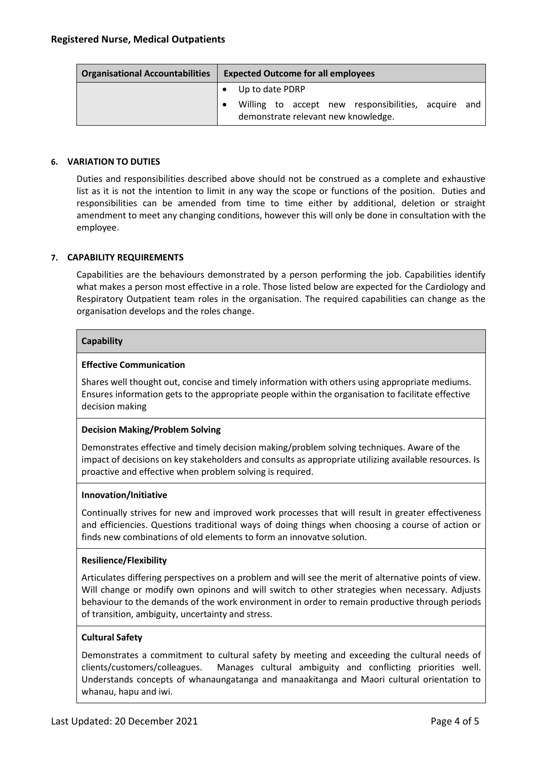| Organisational Accountabilities | Expected Outcome for all employees |
|---|---|
| | • Up to date PDRP<br>• Willing to accept new responsibilities, acquire and demonstrate relevant new knowledge. |

**6. VARIATION TO DUTIES**

Duties and responsibilities described above should not be construed as a complete and exhaustive list as it is not the intention to limit in any way the scope or functions of the position. Duties and responsibilities can be amended from time to time either by additional, deletion or straight amendment to meet any changing conditions, however this will only be done in consultation with the employee.

**7. CAPABILITY REQUIREMENTS**

Capabilities are the behaviours demonstrated by a person performing the job. Capabilities identify what makes a person most effective in a role. Those listed below are expected for the Cardiology and Respiratory Outpatient team roles in the organisation. The required capabilities can change as the organisation develops and the roles change.

| Capability |
|---|
| **Effective Communication**<br>Shares well thought out, concise and timely information with others using appropriate mediums. Ensures information gets to the appropriate people within the organisation to facilitate effective decision making |
| **Decision Making/Problem Solving**<br>Demonstrates effective and timely decision making/problem solving techniques. Aware of the impact of decisions on key stakeholders and consults as appropriate utilizing available resources. Is proactive and effective when problem solving is required. |
| **Innovation/Initiative**<br>Continually strives for new and improved work processes that will result in greater effectiveness and efficiencies. Questions traditional ways of doing things when choosing a course of action or finds new combinations of old elements to form an innovatve solution. |
| **Resilience/Flexibility**<br>Articulates differing perspectives on a problem and will see the merit of alternative points of view. Will change or modify own opinons and will switch to other strategies when necessary. Adjusts behaviour to the demands of the work environment in order to remain productive through periods of transition, ambiguity, uncertainty and stress. |
| **Cultural Safety**<br>Demonstrates a commitment to cultural safety by meeting and exceeding the cultural needs of clients/customers/colleagues. Manages cultural ambiguity and conflicting priorities well. Understands concepts of whanaungatanga and manaakitanga and Maori cultural orientation to whanau, hapu and iwi. |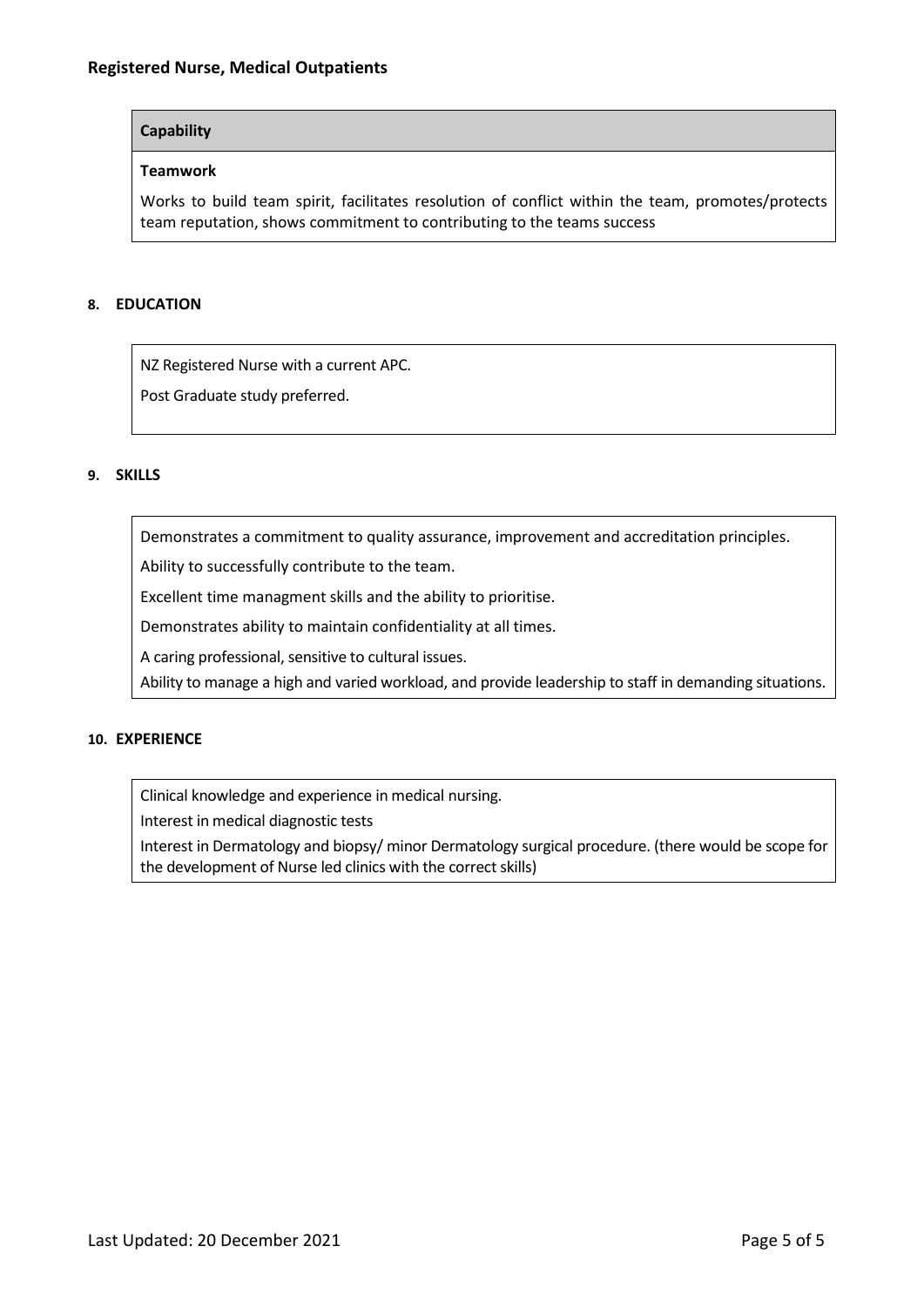| Capability |
| --- |
| **Teamwork**<br>Works to build team spirit, facilitates resolution of conflict within the team, promotes/protects team reputation, shows commitment to contributing to the teams success |

## 8. EDUCATION

NZ Registered Nurse with a current APC.

Post Graduate study preferred.

## 9. SKILLS

Demonstrates a commitment to quality assurance, improvement and accreditation principles.

Ability to successfully contribute to the team.

Excellent time managment skills and the ability to prioritise.

Demonstrates ability to maintain confidentiality at all times.

A caring professional, sensitive to cultural issues.

Ability to manage a high and varied workload, and provide leadership to staff in demanding situations.

## 10. EXPERIENCE

Clinical knowledge and experience in medical nursing.

Interest in medical diagnostic tests

Interest in Dermatology and biopsy/ minor Dermatology surgical procedure. (there would be scope for the development of Nurse led clinics with the correct skills)

Last Updated: 20 December 2021